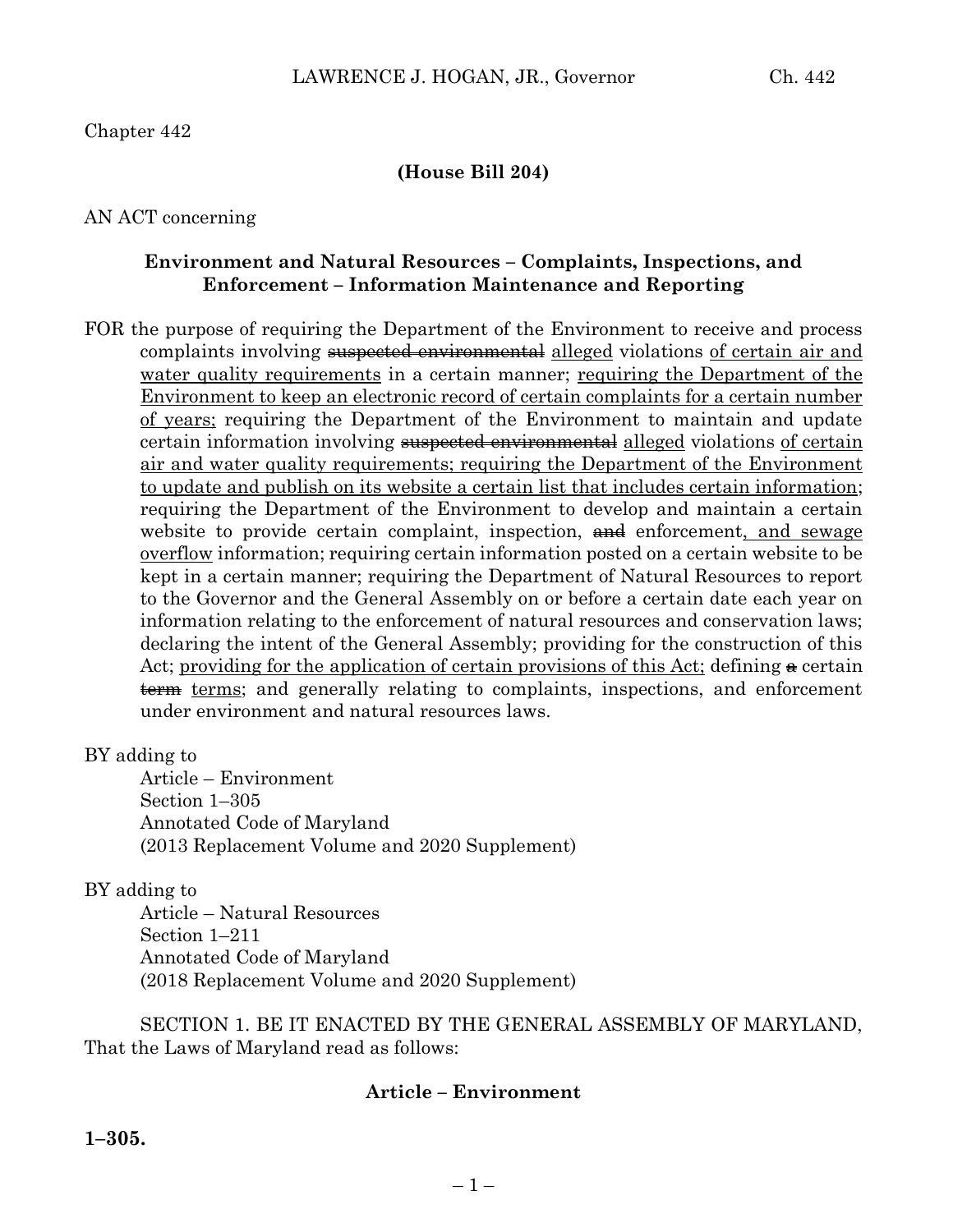Chapter 442

**(House Bill 204)**

AN ACT concerning

**Environment and Natural Resources – Complaints, Inspections, and Enforcement – Information Maintenance and Reporting**

FOR the purpose of requiring the Department of the Environment to receive and process complaints involving ~~suspected environmental~~ <u>alleged</u> violations <u>of certain air and water quality requirements</u> in a certain manner; <u>requiring the Department of the Environment to keep an electronic record of certain complaints for a certain number of years;</u> requiring the Department of the Environment to maintain and update certain information involving ~~suspected environmental~~ <u>alleged</u> violations <u>of certain air and water quality requirements; requiring the Department of the Environment to update and publish on its website a certain list that includes certain information</u>; requiring the Department of the Environment to develop and maintain a certain website to provide certain complaint, inspection, ~~and~~ enforcement<u>, and sewage overflow</u> information; requiring certain information posted on a certain website to be kept in a certain manner; requiring the Department of Natural Resources to report to the Governor and the General Assembly on or before a certain date each year on information relating to the enforcement of natural resources and conservation laws; declaring the intent of the General Assembly; providing for the construction of this Act; <u>providing for the application of certain provisions of this Act;</u> defining ~~a~~ certain ~~term~~ <u>terms</u>; and generally relating to complaints, inspections, and enforcement under environment and natural resources laws.

BY adding to
Article – Environment
Section 1–305
Annotated Code of Maryland
(2013 Replacement Volume and 2020 Supplement)

BY adding to
Article – Natural Resources
Section 1–211
Annotated Code of Maryland
(2018 Replacement Volume and 2020 Supplement)

SECTION 1. BE IT ENACTED BY THE GENERAL ASSEMBLY OF MARYLAND, That the Laws of Maryland read as follows:

**Article – Environment**

**1–305.**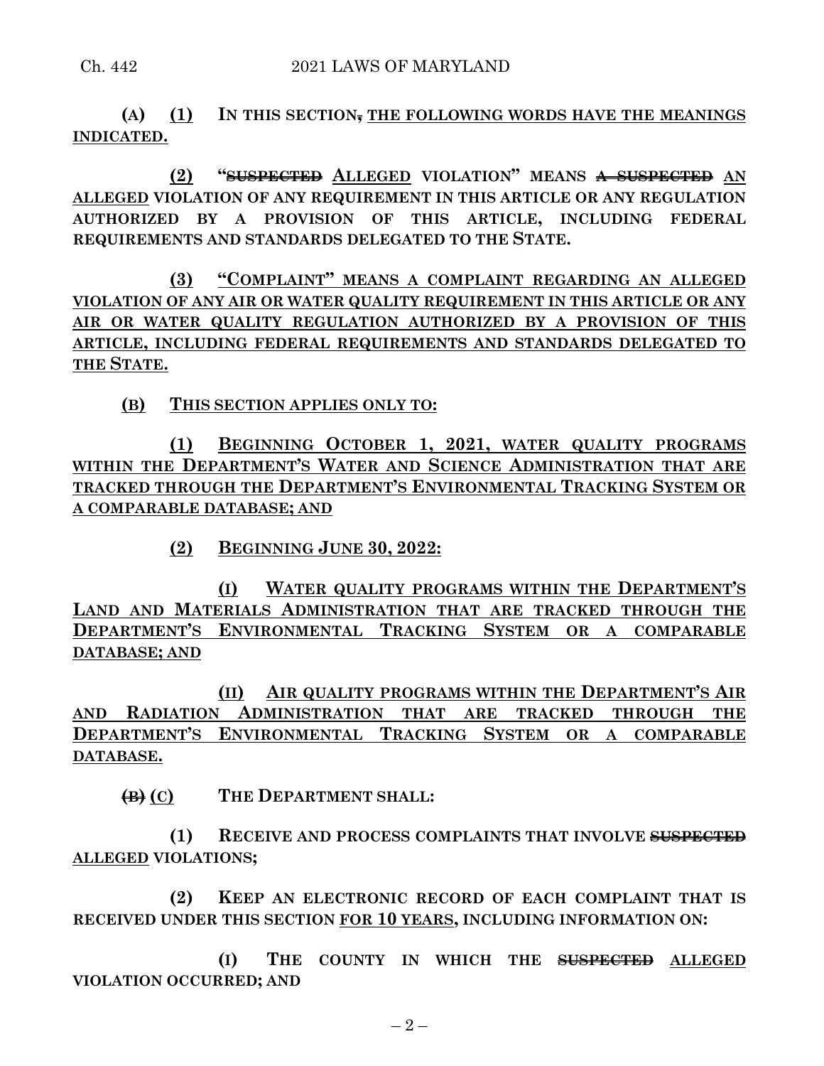**(A) (1) IN THIS SECTION, THE FOLLOWING WORDS HAVE THE MEANINGS INDICATED.**

**(2) "~~SUSPECTED~~ ALLEGED VIOLATION" MEANS ~~A SUSPECTED~~ AN ALLEGED VIOLATION OF ANY REQUIREMENT IN THIS ARTICLE OR ANY REGULATION AUTHORIZED BY A PROVISION OF THIS ARTICLE, INCLUDING FEDERAL REQUIREMENTS AND STANDARDS DELEGATED TO THE STATE.**

**(3) "COMPLAINT" MEANS A COMPLAINT REGARDING AN ALLEGED VIOLATION OF ANY AIR OR WATER QUALITY REQUIREMENT IN THIS ARTICLE OR ANY AIR OR WATER QUALITY REGULATION AUTHORIZED BY A PROVISION OF THIS ARTICLE, INCLUDING FEDERAL REQUIREMENTS AND STANDARDS DELEGATED TO THE STATE.**

**(B) THIS SECTION APPLIES ONLY TO:**

**(1) BEGINNING OCTOBER 1, 2021, WATER QUALITY PROGRAMS WITHIN THE DEPARTMENT'S WATER AND SCIENCE ADMINISTRATION THAT ARE TRACKED THROUGH THE DEPARTMENT'S ENVIRONMENTAL TRACKING SYSTEM OR A COMPARABLE DATABASE; AND**

**(2) BEGINNING JUNE 30, 2022:**

**(I) WATER QUALITY PROGRAMS WITHIN THE DEPARTMENT'S LAND AND MATERIALS ADMINISTRATION THAT ARE TRACKED THROUGH THE DEPARTMENT'S ENVIRONMENTAL TRACKING SYSTEM OR A COMPARABLE DATABASE; AND**

**(II) AIR QUALITY PROGRAMS WITHIN THE DEPARTMENT'S AIR AND RADIATION ADMINISTRATION THAT ARE TRACKED THROUGH THE DEPARTMENT'S ENVIRONMENTAL TRACKING SYSTEM OR A COMPARABLE DATABASE.**

**~~(B)~~ (C) THE DEPARTMENT SHALL:**

**(1) RECEIVE AND PROCESS COMPLAINTS THAT INVOLVE ~~SUSPECTED~~ ALLEGED VIOLATIONS;**

**(2) KEEP AN ELECTRONIC RECORD OF EACH COMPLAINT THAT IS RECEIVED UNDER THIS SECTION FOR 10 YEARS, INCLUDING INFORMATION ON:**

**(I) THE COUNTY IN WHICH THE ~~SUSPECTED~~ ALLEGED VIOLATION OCCURRED; AND**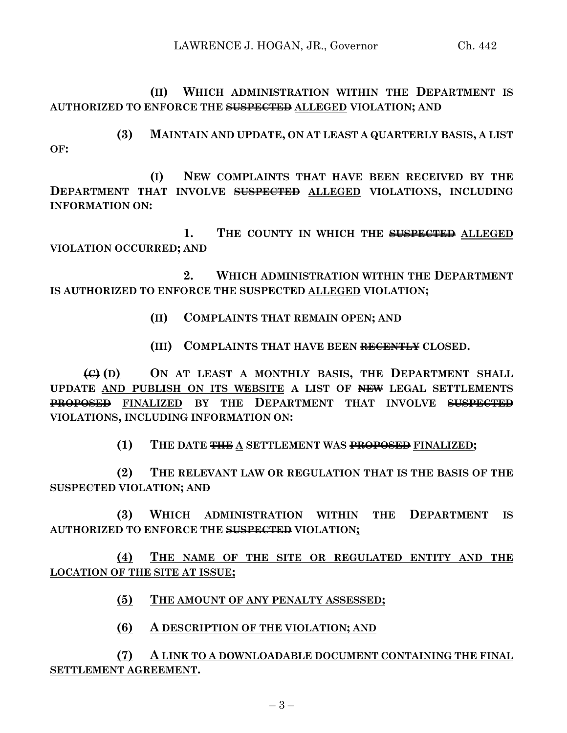(II) WHICH ADMINISTRATION WITHIN THE DEPARTMENT IS AUTHORIZED TO ENFORCE THE ~~SUSPECTED~~ ALLEGED VIOLATION; AND

(3) MAINTAIN AND UPDATE, ON AT LEAST A QUARTERLY BASIS, A LIST OF:

(I) NEW COMPLAINTS THAT HAVE BEEN RECEIVED BY THE DEPARTMENT THAT INVOLVE ~~SUSPECTED~~ ALLEGED VIOLATIONS, INCLUDING INFORMATION ON:

1. THE COUNTY IN WHICH THE ~~SUSPECTED~~ ALLEGED VIOLATION OCCURRED; AND

2. WHICH ADMINISTRATION WITHIN THE DEPARTMENT IS AUTHORIZED TO ENFORCE THE ~~SUSPECTED~~ ALLEGED VIOLATION;

(II) COMPLAINTS THAT REMAIN OPEN; AND

(III) COMPLAINTS THAT HAVE BEEN ~~RECENTLY~~ CLOSED.

~~(C)~~ (D) ON AT LEAST A MONTHLY BASIS, THE DEPARTMENT SHALL UPDATE AND PUBLISH ON ITS WEBSITE A LIST OF ~~NEW~~ LEGAL SETTLEMENTS ~~PROPOSED~~ FINALIZED BY THE DEPARTMENT THAT INVOLVE ~~SUSPECTED~~ VIOLATIONS, INCLUDING INFORMATION ON:

(1) THE DATE ~~THE~~ A SETTLEMENT WAS ~~PROPOSED~~ FINALIZED;

(2) THE RELEVANT LAW OR REGULATION THAT IS THE BASIS OF THE ~~SUSPECTED~~ VIOLATION; ~~AND~~

(3) WHICH ADMINISTRATION WITHIN THE DEPARTMENT IS AUTHORIZED TO ENFORCE THE ~~SUSPECTED~~ VIOLATION;

(4) THE NAME OF THE SITE OR REGULATED ENTITY AND THE LOCATION OF THE SITE AT ISSUE;

(5) THE AMOUNT OF ANY PENALTY ASSESSED;

(6) A DESCRIPTION OF THE VIOLATION; AND

(7) A LINK TO A DOWNLOADABLE DOCUMENT CONTAINING THE FINAL SETTLEMENT AGREEMENT.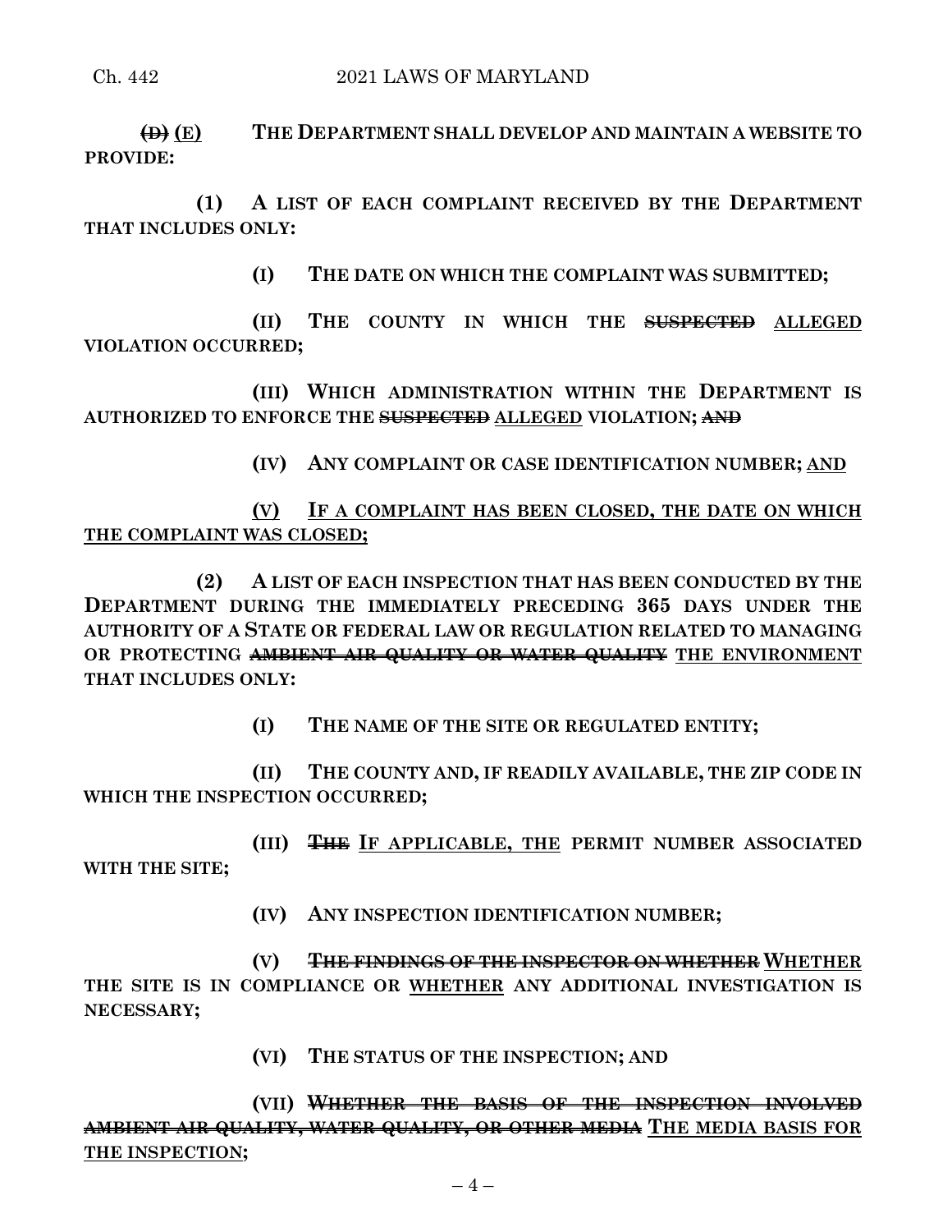~~(D)~~ (E) THE DEPARTMENT SHALL DEVELOP AND MAINTAIN A WEBSITE TO PROVIDE:

(1) A LIST OF EACH COMPLAINT RECEIVED BY THE DEPARTMENT THAT INCLUDES ONLY:

(I) THE DATE ON WHICH THE COMPLAINT WAS SUBMITTED;

(II) THE COUNTY IN WHICH THE ~~SUSPECTED~~ ALLEGED VIOLATION OCCURRED;

(III) WHICH ADMINISTRATION WITHIN THE DEPARTMENT IS AUTHORIZED TO ENFORCE THE ~~SUSPECTED~~ ALLEGED VIOLATION; ~~AND~~

(IV) ANY COMPLAINT OR CASE IDENTIFICATION NUMBER; AND

(V) IF A COMPLAINT HAS BEEN CLOSED, THE DATE ON WHICH THE COMPLAINT WAS CLOSED;

(2) A LIST OF EACH INSPECTION THAT HAS BEEN CONDUCTED BY THE DEPARTMENT DURING THE IMMEDIATELY PRECEDING 365 DAYS UNDER THE AUTHORITY OF A STATE OR FEDERAL LAW OR REGULATION RELATED TO MANAGING OR PROTECTING ~~AMBIENT AIR QUALITY OR WATER QUALITY~~ THE ENVIRONMENT THAT INCLUDES ONLY:

(I) THE NAME OF THE SITE OR REGULATED ENTITY;

(II) THE COUNTY AND, IF READILY AVAILABLE, THE ZIP CODE IN WHICH THE INSPECTION OCCURRED;

(III) ~~THE~~ IF APPLICABLE, THE PERMIT NUMBER ASSOCIATED WITH THE SITE;

(IV) ANY INSPECTION IDENTIFICATION NUMBER;

(V) ~~THE FINDINGS OF THE INSPECTOR ON WHETHER~~ WHETHER THE SITE IS IN COMPLIANCE OR WHETHER ANY ADDITIONAL INVESTIGATION IS NECESSARY;

(VI) THE STATUS OF THE INSPECTION; AND

(VII) ~~WHETHER THE BASIS OF THE INSPECTION INVOLVED AMBIENT AIR QUALITY, WATER QUALITY, OR OTHER MEDIA~~ THE MEDIA BASIS FOR THE INSPECTION;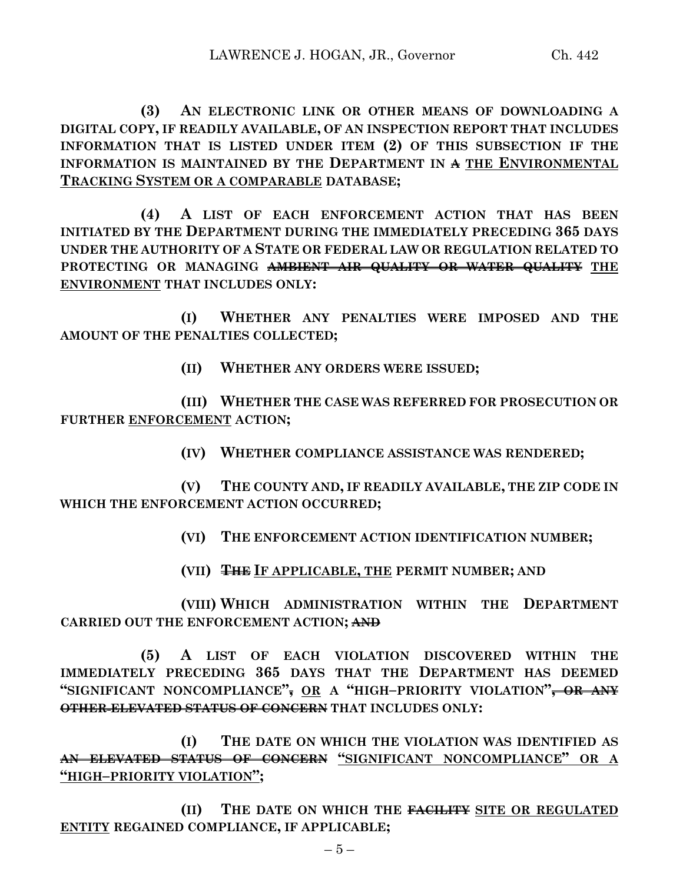**(3) AN ELECTRONIC LINK OR OTHER MEANS OF DOWNLOADING A DIGITAL COPY, IF READILY AVAILABLE, OF AN INSPECTION REPORT THAT INCLUDES INFORMATION THAT IS LISTED UNDER ITEM (2) OF THIS SUBSECTION IF THE INFORMATION IS MAINTAINED BY THE DEPARTMENT IN ~~A~~ THE ENVIRONMENTAL TRACKING SYSTEM OR A COMPARABLE DATABASE;**

**(4) A LIST OF EACH ENFORCEMENT ACTION THAT HAS BEEN INITIATED BY THE DEPARTMENT DURING THE IMMEDIATELY PRECEDING 365 DAYS UNDER THE AUTHORITY OF A STATE OR FEDERAL LAW OR REGULATION RELATED TO PROTECTING OR MANAGING ~~AMBIENT AIR QUALITY OR WATER QUALITY~~ THE ENVIRONMENT THAT INCLUDES ONLY:**

**(I) WHETHER ANY PENALTIES WERE IMPOSED AND THE AMOUNT OF THE PENALTIES COLLECTED;**

**(II) WHETHER ANY ORDERS WERE ISSUED;**

**(III) WHETHER THE CASE WAS REFERRED FOR PROSECUTION OR FURTHER ENFORCEMENT ACTION;**

**(IV) WHETHER COMPLIANCE ASSISTANCE WAS RENDERED;**

**(V) THE COUNTY AND, IF READILY AVAILABLE, THE ZIP CODE IN WHICH THE ENFORCEMENT ACTION OCCURRED;**

**(VI) THE ENFORCEMENT ACTION IDENTIFICATION NUMBER;**

**(VII) ~~THE~~ IF APPLICABLE, THE PERMIT NUMBER; AND**

**(VIII) WHICH ADMINISTRATION WITHIN THE DEPARTMENT CARRIED OUT THE ENFORCEMENT ACTION; ~~AND~~**

**(5) A LIST OF EACH VIOLATION DISCOVERED WITHIN THE IMMEDIATELY PRECEDING 365 DAYS THAT THE DEPARTMENT HAS DEEMED "SIGNIFICANT NONCOMPLIANCE"~~,~~ OR A "HIGH–PRIORITY VIOLATION"~~, OR ANY OTHER ELEVATED STATUS OF CONCERN~~ THAT INCLUDES ONLY:**

**(I) THE DATE ON WHICH THE VIOLATION WAS IDENTIFIED AS ~~AN ELEVATED STATUS OF CONCERN~~ "SIGNIFICANT NONCOMPLIANCE" OR A "HIGH–PRIORITY VIOLATION";**

**(II) THE DATE ON WHICH THE ~~FACILITY~~ SITE OR REGULATED ENTITY REGAINED COMPLIANCE, IF APPLICABLE;**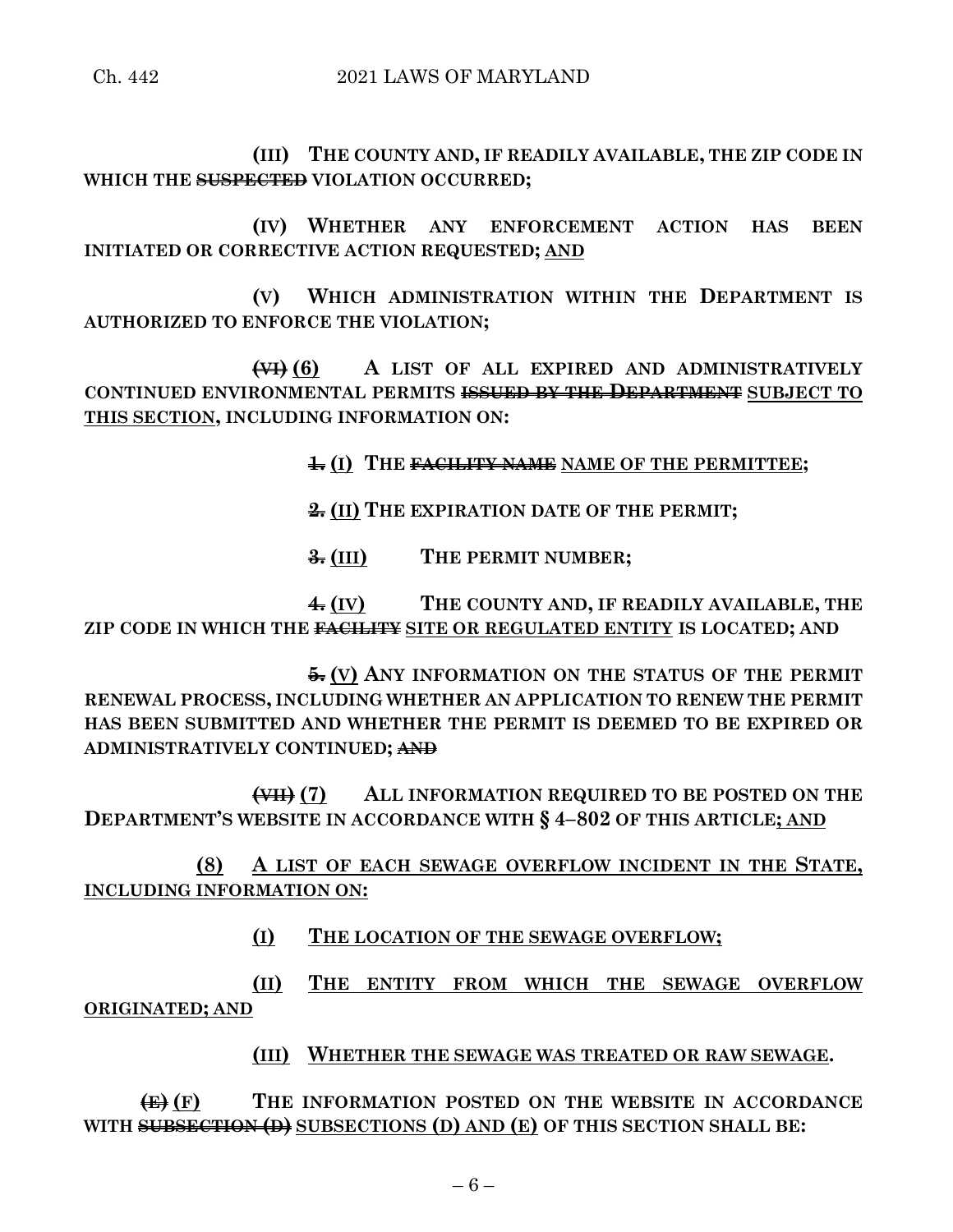**(III) THE COUNTY AND, IF READILY AVAILABLE, THE ZIP CODE IN WHICH THE ~~SUSPECTED~~ VIOLATION OCCURRED;**

**(IV) WHETHER ANY ENFORCEMENT ACTION HAS BEEN INITIATED OR CORRECTIVE ACTION REQUESTED; AND**

**(V) WHICH ADMINISTRATION WITHIN THE DEPARTMENT IS AUTHORIZED TO ENFORCE THE VIOLATION;**

**~~(VI)~~ (6) A LIST OF ALL EXPIRED AND ADMINISTRATIVELY CONTINUED ENVIRONMENTAL PERMITS ~~ISSUED BY THE DEPARTMENT~~ SUBJECT TO THIS SECTION, INCLUDING INFORMATION ON:**

**~~1.~~ (I) THE ~~FACILITY NAME~~ NAME OF THE PERMITTEE;**

**~~2.~~ (II) THE EXPIRATION DATE OF THE PERMIT;**

**~~3.~~ (III) THE PERMIT NUMBER;**

**~~4.~~ (IV) THE COUNTY AND, IF READILY AVAILABLE, THE ZIP CODE IN WHICH THE ~~FACILITY~~ SITE OR REGULATED ENTITY IS LOCATED; AND**

**~~5.~~ (V) ANY INFORMATION ON THE STATUS OF THE PERMIT RENEWAL PROCESS, INCLUDING WHETHER AN APPLICATION TO RENEW THE PERMIT HAS BEEN SUBMITTED AND WHETHER THE PERMIT IS DEEMED TO BE EXPIRED OR ADMINISTRATIVELY CONTINUED; ~~AND~~**

**~~(VII)~~ (7) ALL INFORMATION REQUIRED TO BE POSTED ON THE DEPARTMENT'S WEBSITE IN ACCORDANCE WITH § 4–802 OF THIS ARTICLE; AND**

**(8) A LIST OF EACH SEWAGE OVERFLOW INCIDENT IN THE STATE, INCLUDING INFORMATION ON:**

**(I) THE LOCATION OF THE SEWAGE OVERFLOW;**

**(II) THE ENTITY FROM WHICH THE SEWAGE OVERFLOW ORIGINATED; AND**

**(III) WHETHER THE SEWAGE WAS TREATED OR RAW SEWAGE.**

**~~(E)~~ (F) THE INFORMATION POSTED ON THE WEBSITE IN ACCORDANCE WITH ~~SUBSECTION (D)~~ SUBSECTIONS (D) AND (E) OF THIS SECTION SHALL BE:**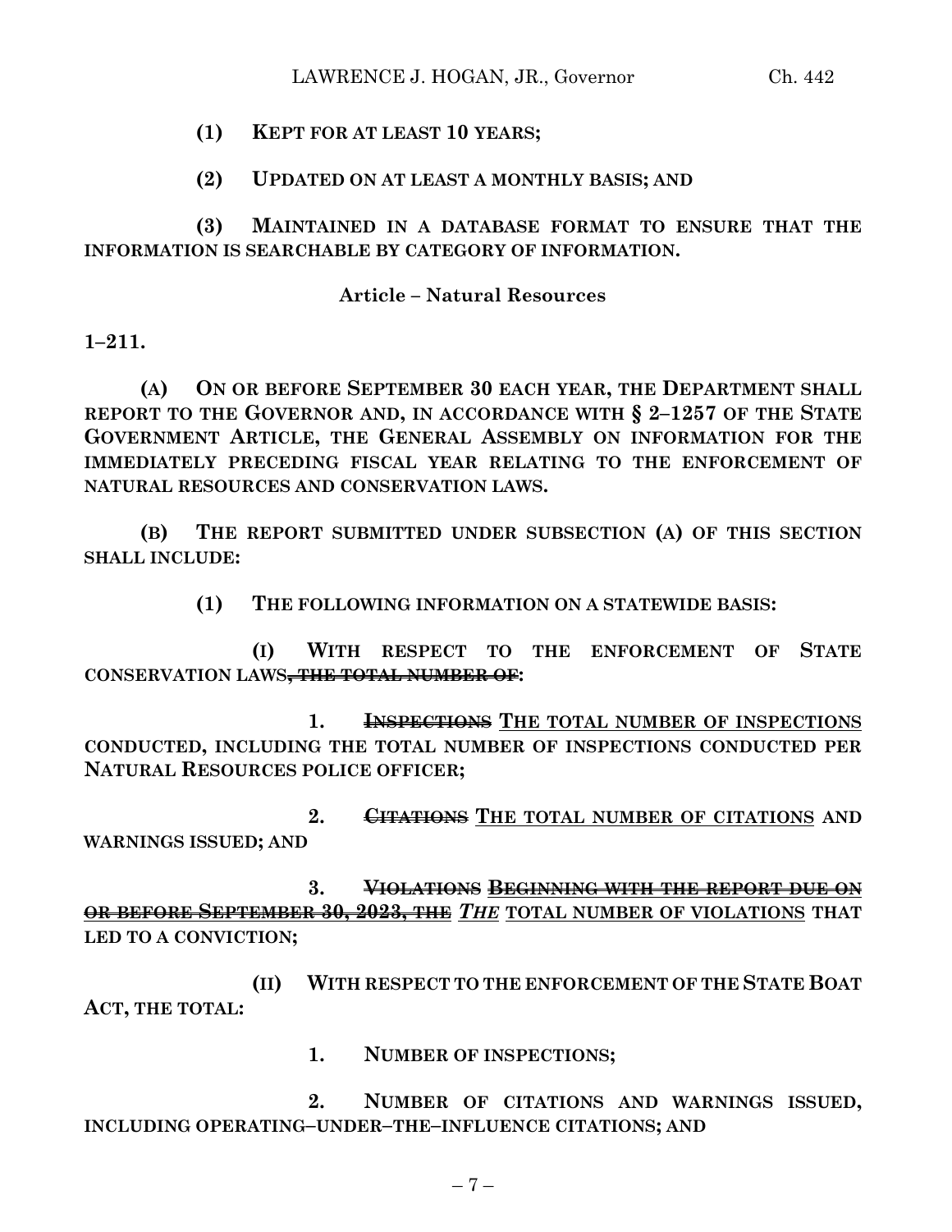**(1) KEPT FOR AT LEAST 10 YEARS;**

**(2) UPDATED ON AT LEAST A MONTHLY BASIS; AND**

**(3) MAINTAINED IN A DATABASE FORMAT TO ENSURE THAT THE INFORMATION IS SEARCHABLE BY CATEGORY OF INFORMATION.**

**Article – Natural Resources**

**1–211.**

**(A) ON OR BEFORE SEPTEMBER 30 EACH YEAR, THE DEPARTMENT SHALL REPORT TO THE GOVERNOR AND, IN ACCORDANCE WITH § 2–1257 OF THE STATE GOVERNMENT ARTICLE, THE GENERAL ASSEMBLY ON INFORMATION FOR THE IMMEDIATELY PRECEDING FISCAL YEAR RELATING TO THE ENFORCEMENT OF NATURAL RESOURCES AND CONSERVATION LAWS.**

**(B) THE REPORT SUBMITTED UNDER SUBSECTION (A) OF THIS SECTION SHALL INCLUDE:**

**(1) THE FOLLOWING INFORMATION ON A STATEWIDE BASIS:**

**(I) WITH RESPECT TO THE ENFORCEMENT OF STATE CONSERVATION LAWS~~, THE TOTAL NUMBER OF~~:**

**1. ~~INSPECTIONS~~ <u>THE TOTAL NUMBER OF INSPECTIONS</u> CONDUCTED, INCLUDING THE TOTAL NUMBER OF INSPECTIONS CONDUCTED PER NATURAL RESOURCES POLICE OFFICER;**

**2. ~~CITATIONS~~ <u>THE TOTAL NUMBER OF CITATIONS</u> AND WARNINGS ISSUED; AND**

**3. ~~VIOLATIONS~~ ~~<u>BEGINNING WITH THE REPORT DUE ON OR BEFORE SEPTEMBER 30, 2023, THE</u>~~ <u>*THE*</u> <u>TOTAL NUMBER OF VIOLATIONS</u> THAT LED TO A CONVICTION;**

**(II) WITH RESPECT TO THE ENFORCEMENT OF THE STATE BOAT ACT, THE TOTAL:**

**1. NUMBER OF INSPECTIONS;**

**2. NUMBER OF CITATIONS AND WARNINGS ISSUED, INCLUDING OPERATING–UNDER–THE–INFLUENCE CITATIONS; AND**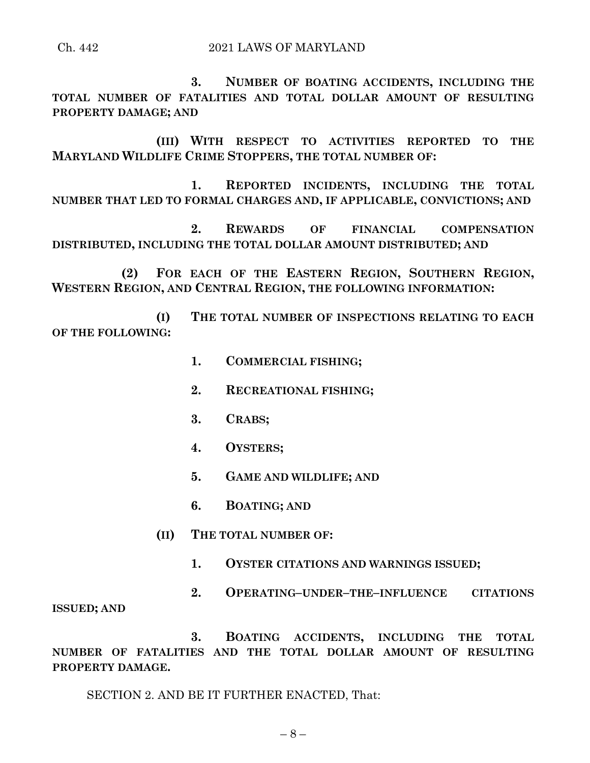3. **NUMBER OF BOATING ACCIDENTS, INCLUDING THE TOTAL NUMBER OF FATALITIES AND TOTAL DOLLAR AMOUNT OF RESULTING PROPERTY DAMAGE; AND**

**(III) WITH RESPECT TO ACTIVITIES REPORTED TO THE MARYLAND WILDLIFE CRIME STOPPERS, THE TOTAL NUMBER OF:**

1. **REPORTED INCIDENTS, INCLUDING THE TOTAL NUMBER THAT LED TO FORMAL CHARGES AND, IF APPLICABLE, CONVICTIONS; AND**

2. **REWARDS OF FINANCIAL COMPENSATION DISTRIBUTED, INCLUDING THE TOTAL DOLLAR AMOUNT DISTRIBUTED; AND**

**(2) FOR EACH OF THE EASTERN REGION, SOUTHERN REGION, WESTERN REGION, AND CENTRAL REGION, THE FOLLOWING INFORMATION:**

**(I) THE TOTAL NUMBER OF INSPECTIONS RELATING TO EACH OF THE FOLLOWING:**

1. **COMMERCIAL FISHING;**

2. **RECREATIONAL FISHING;**

3. **CRABS;**

4. **OYSTERS;**

5. **GAME AND WILDLIFE; AND**

6. **BOATING; AND**

**(II) THE TOTAL NUMBER OF:**

1. **OYSTER CITATIONS AND WARNINGS ISSUED;**

2. **OPERATING–UNDER–THE–INFLUENCE CITATIONS ISSUED; AND**

3. **BOATING ACCIDENTS, INCLUDING THE TOTAL NUMBER OF FATALITIES AND THE TOTAL DOLLAR AMOUNT OF RESULTING PROPERTY DAMAGE.**

SECTION 2. AND BE IT FURTHER ENACTED, That: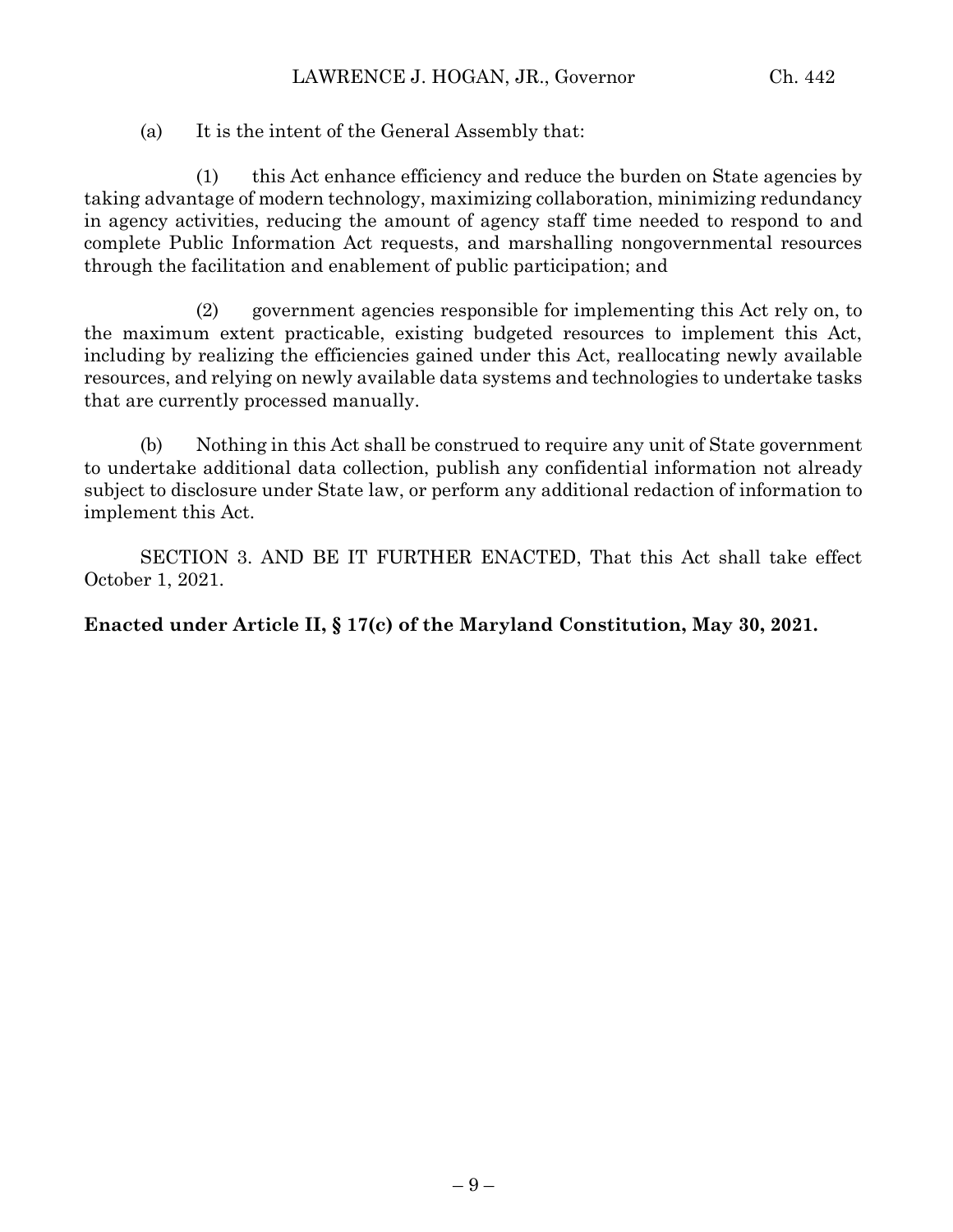(a) It is the intent of the General Assembly that:

(1) this Act enhance efficiency and reduce the burden on State agencies by taking advantage of modern technology, maximizing collaboration, minimizing redundancy in agency activities, reducing the amount of agency staff time needed to respond to and complete Public Information Act requests, and marshalling nongovernmental resources through the facilitation and enablement of public participation; and

(2) government agencies responsible for implementing this Act rely on, to the maximum extent practicable, existing budgeted resources to implement this Act, including by realizing the efficiencies gained under this Act, reallocating newly available resources, and relying on newly available data systems and technologies to undertake tasks that are currently processed manually.

(b) Nothing in this Act shall be construed to require any unit of State government to undertake additional data collection, publish any confidential information not already subject to disclosure under State law, or perform any additional redaction of information to implement this Act.

SECTION 3. AND BE IT FURTHER ENACTED, That this Act shall take effect October 1, 2021.

**Enacted under Article II, § 17(c) of the Maryland Constitution, May 30, 2021.**